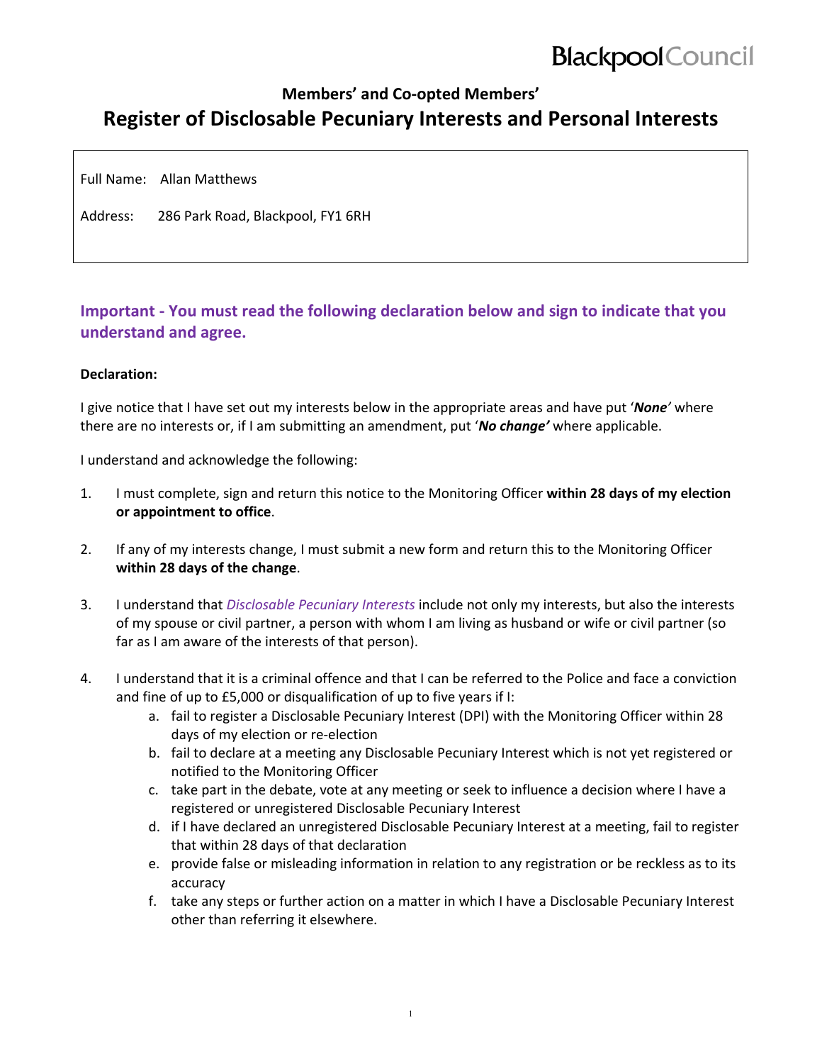Blackpool Council

### Members' and Co-opted Members'

# Register of Disclosable Pecuniary Interests and Personal Interests

Full Name: Allan Matthews

Address: 286 Park Road, Blackpool, FY1 6RH

## Important - You must read the following declaration below and sign to indicate that you understand and agree.

**Declaration:**

I give notice that I have set out my interests below in the appropriate areas and have put '***None***' where there are no interests or, if I am submitting an amendment, put '***No change***' where applicable.

I understand and acknowledge the following:

1. I must complete, sign and return this notice to the Monitoring Officer **within 28 days of my election or appointment to office**.

2. If any of my interests change, I must submit a new form and return this to the Monitoring Officer **within 28 days of the change**.

3. I understand that *Disclosable Pecuniary Interests* include not only my interests, but also the interests of my spouse or civil partner, a person with whom I am living as husband or wife or civil partner (so far as I am aware of the interests of that person).

4. I understand that it is a criminal offence and that I can be referred to the Police and face a conviction and fine of up to £5,000 or disqualification of up to five years if I:
   a. fail to register a Disclosable Pecuniary Interest (DPI) with the Monitoring Officer within 28 days of my election or re-election
   b. fail to declare at a meeting any Disclosable Pecuniary Interest which is not yet registered or notified to the Monitoring Officer
   c. take part in the debate, vote at any meeting or seek to influence a decision where I have a registered or unregistered Disclosable Pecuniary Interest
   d. if I have declared an unregistered Disclosable Pecuniary Interest at a meeting, fail to register that within 28 days of that declaration
   e. provide false or misleading information in relation to any registration or be reckless as to its accuracy
   f. take any steps or further action on a matter in which I have a Disclosable Pecuniary Interest other than referring it elsewhere.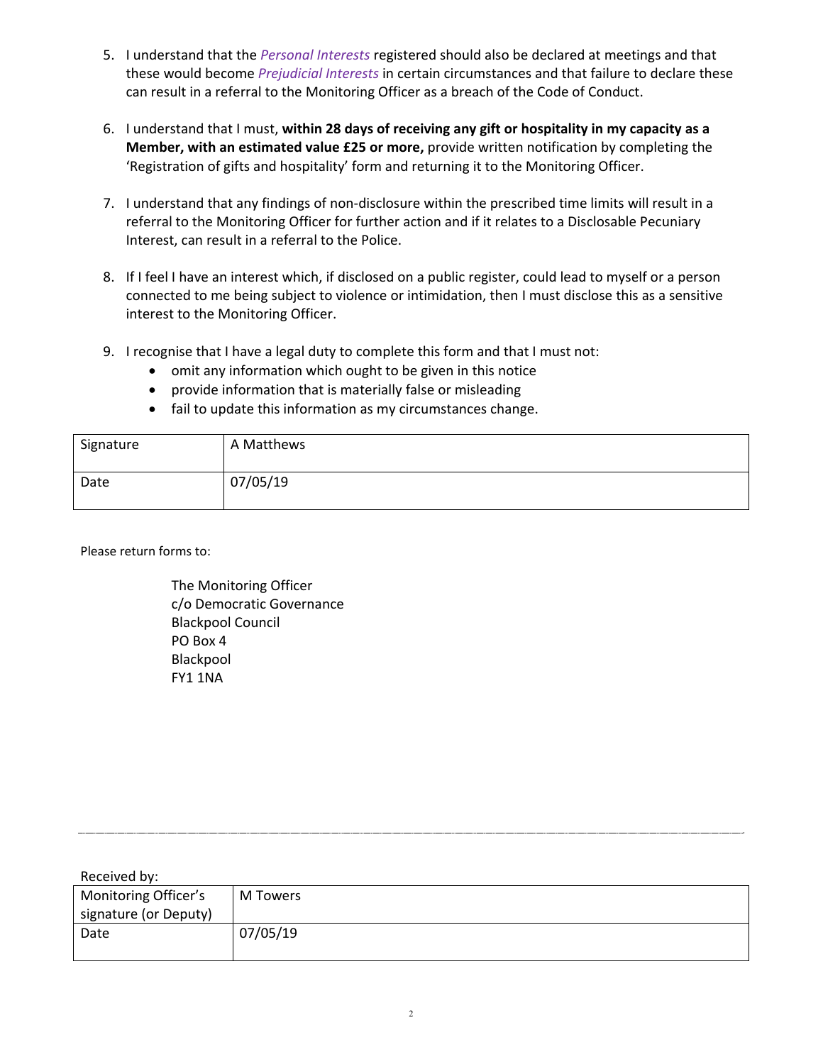5. I understand that the *Personal Interests* registered should also be declared at meetings and that these would become *Prejudicial Interests* in certain circumstances and that failure to declare these can result in a referral to the Monitoring Officer as a breach of the Code of Conduct.

6. I understand that I must, **within 28 days of receiving any gift or hospitality in my capacity as a Member, with an estimated value £25 or more,** provide written notification by completing the 'Registration of gifts and hospitality' form and returning it to the Monitoring Officer.

7. I understand that any findings of non-disclosure within the prescribed time limits will result in a referral to the Monitoring Officer for further action and if it relates to a Disclosable Pecuniary Interest, can result in a referral to the Police.

8. If I feel I have an interest which, if disclosed on a public register, could lead to myself or a person connected to me being subject to violence or intimidation, then I must disclose this as a sensitive interest to the Monitoring Officer.

9. I recognise that I have a legal duty to complete this form and that I must not:
   - omit any information which ought to be given in this notice
   - provide information that is materially false or misleading
   - fail to update this information as my circumstances change.

| Signature | A Matthews |
|---|---|
| Date | 07/05/19 |

Please return forms to:

The Monitoring Officer
c/o Democratic Governance
Blackpool Council
PO Box 4
Blackpool
FY1 1NA

---

Received by:

| Monitoring Officer's signature (or Deputy) | M Towers |
|---|---|
| Date | 07/05/19 |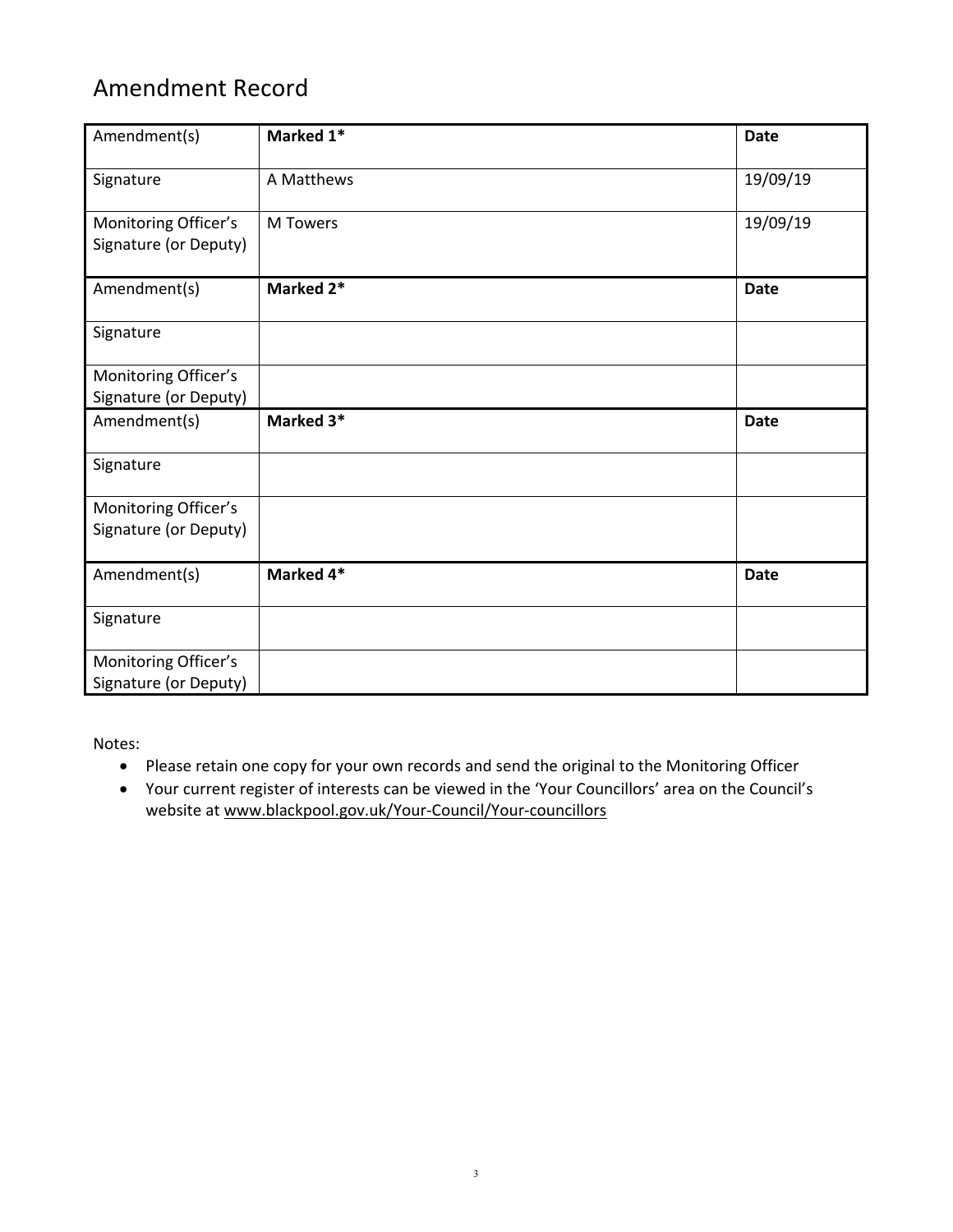## Amendment Record

| Amendment(s) | **Marked 1*** | **Date** |
| --- | --- | --- |
| Signature | A Matthews | 19/09/19 |
| Monitoring Officer's Signature (or Deputy) | M Towers | 19/09/19 |
| Amendment(s) | **Marked 2*** | **Date** |
| Signature | | |
| Monitoring Officer's Signature (or Deputy) | | |
| Amendment(s) | **Marked 3*** | **Date** |
| Signature | | |
| Monitoring Officer's Signature (or Deputy) | | |
| Amendment(s) | **Marked 4*** | **Date** |
| Signature | | |
| Monitoring Officer's Signature (or Deputy) | | |

Notes:

- Please retain one copy for your own records and send the original to the Monitoring Officer
- Your current register of interests can be viewed in the 'Your Councillors' area on the Council's website at www.blackpool.gov.uk/Your-Council/Your-councillors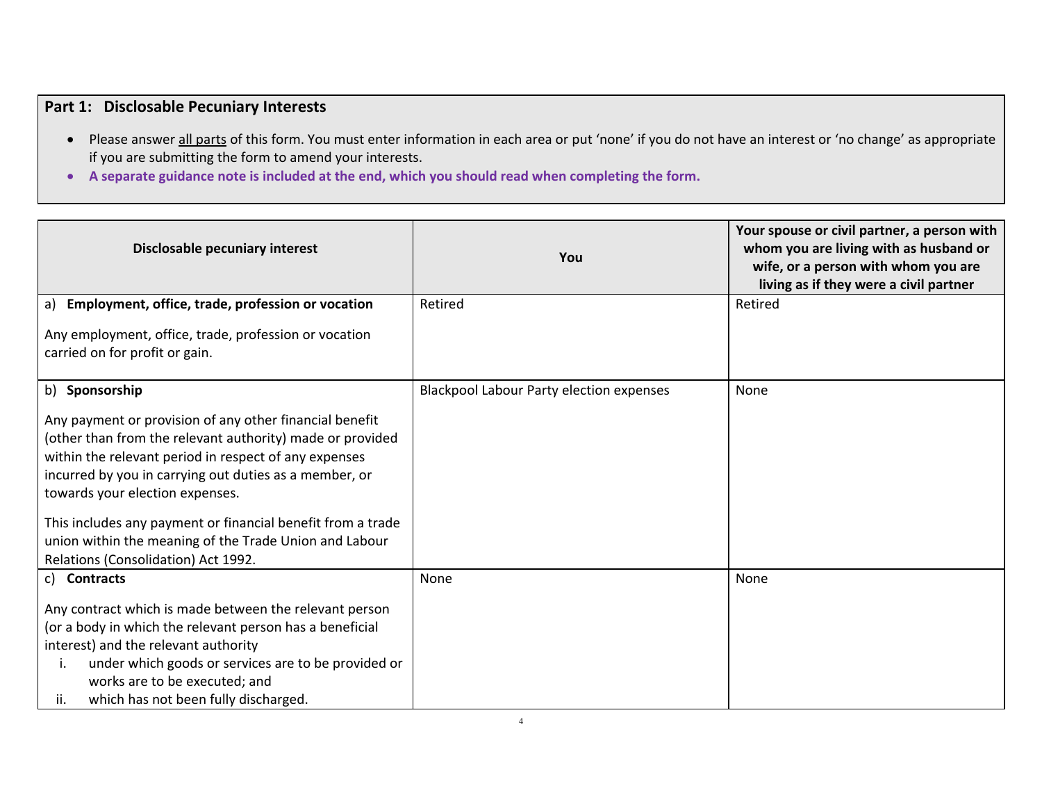## Part 1: Disclosable Pecuniary Interests

- Please answer <u>all parts</u> of this form. You must enter information in each area or put 'none' if you do not have an interest or 'no change' as appropriate if you are submitting the form to amend your interests.
- **A separate guidance note is included at the end, which you should read when completing the form.**

| Disclosable pecuniary interest | You | Your spouse or civil partner, a person with whom you are living with as husband or wife, or a person with whom you are living as if they were a civil partner |
|---|---|---|
| a) **Employment, office, trade, profession or vocation**<br><br>Any employment, office, trade, profession or vocation carried on for profit or gain. | Retired | Retired |
| b) **Sponsorship**<br><br>Any payment or provision of any other financial benefit (other than from the relevant authority) made or provided within the relevant period in respect of any expenses incurred by you in carrying out duties as a member, or towards your election expenses.<br><br>This includes any payment or financial benefit from a trade union within the meaning of the Trade Union and Labour Relations (Consolidation) Act 1992. | Blackpool Labour Party election expenses | None |
| c) **Contracts**<br><br>Any contract which is made between the relevant person (or a body in which the relevant person has a beneficial interest) and the relevant authority<br>i. under which goods or services are to be provided or works are to be executed; and<br>ii. which has not been fully discharged. | None | None |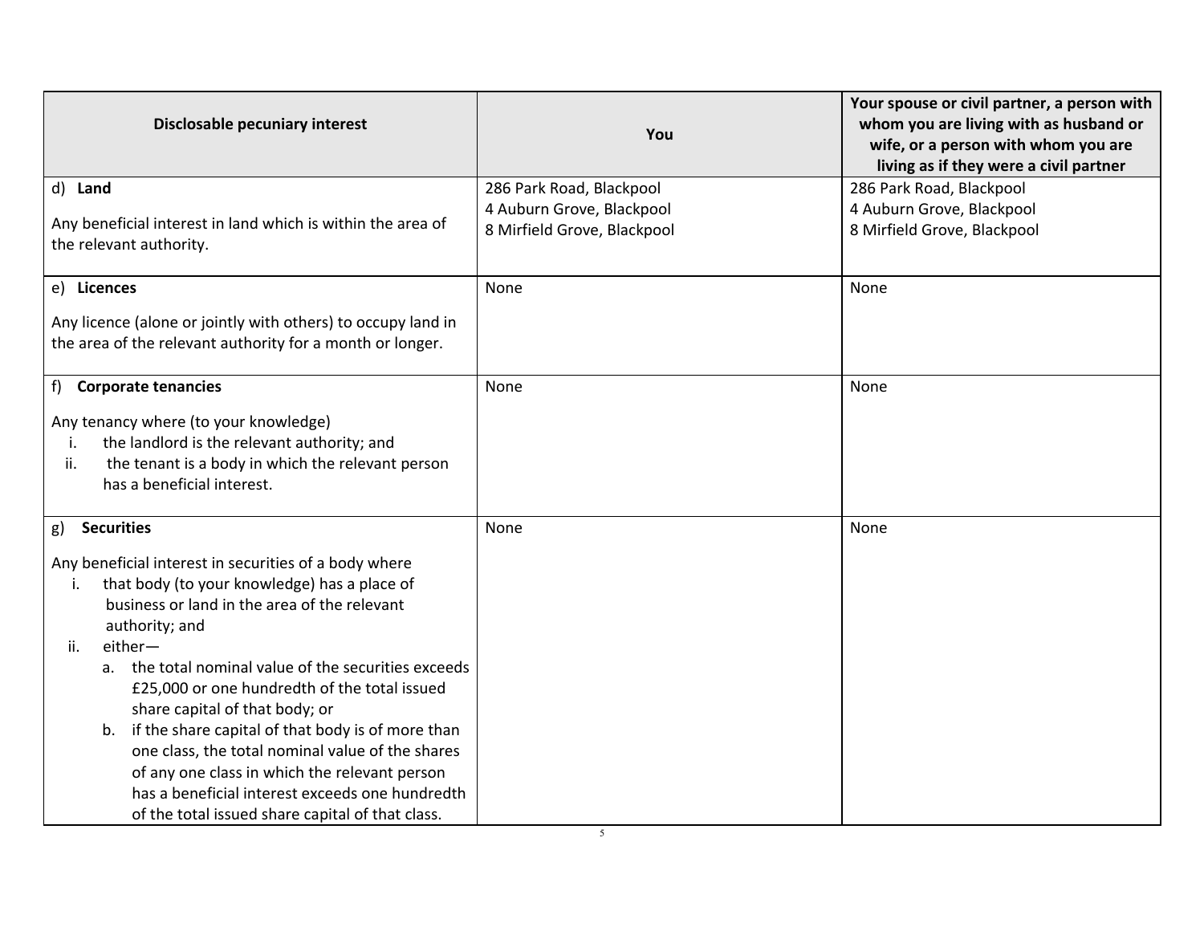| Disclosable pecuniary interest | You | Your spouse or civil partner, a person with whom you are living with as husband or wife, or a person with whom you are living as if they were a civil partner |
|---|---|---|
| d) **Land**<br><br>Any beneficial interest in land which is within the area of the relevant authority. | 286 Park Road, Blackpool<br>4 Auburn Grove, Blackpool<br>8 Mirfield Grove, Blackpool | 286 Park Road, Blackpool<br>4 Auburn Grove, Blackpool<br>8 Mirfield Grove, Blackpool |
| e) **Licences**<br><br>Any licence (alone or jointly with others) to occupy land in the area of the relevant authority for a month or longer. | None | None |
| f) **Corporate tenancies**<br><br>Any tenancy where (to your knowledge)<br>i. the landlord is the relevant authority; and<br>ii. the tenant is a body in which the relevant person has a beneficial interest. | None | None |
| g) **Securities**<br><br>Any beneficial interest in securities of a body where<br>i. that body (to your knowledge) has a place of business or land in the area of the relevant authority; and<br>ii. either—<br>a. the total nominal value of the securities exceeds £25,000 or one hundredth of the total issued share capital of that body; or<br>b. if the share capital of that body is of more than one class, the total nominal value of the shares of any one class in which the relevant person has a beneficial interest exceeds one hundredth of the total issued share capital of that class. | None | None |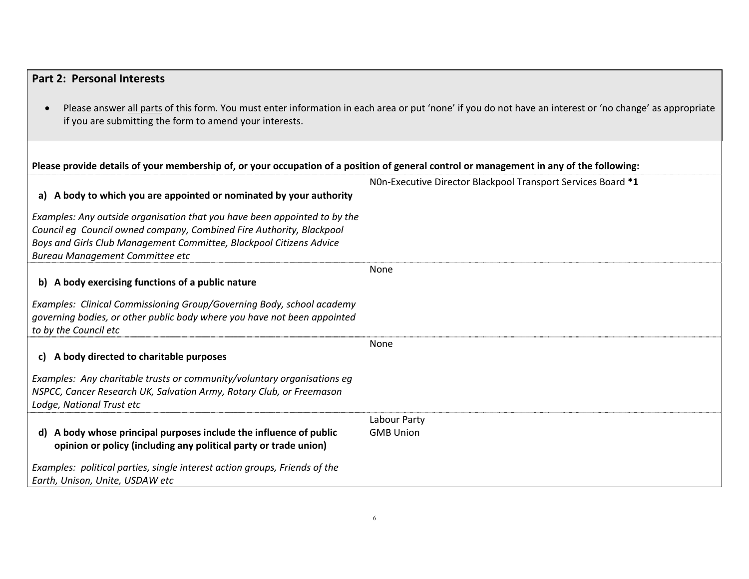## Part 2: Personal Interests

- Please answer <u>all parts</u> of this form. You must enter information in each area or put 'none' if you do not have an interest or 'no change' as appropriate if you are submitting the form to amend your interests.

**Please provide details of your membership of, or your occupation of a position of general control or management in any of the following:**

| | |
|---|---|
| **a) A body to which you are appointed or nominated by your authority**<br><br>*Examples: Any outside organisation that you have been appointed to by the Council eg Council owned company, Combined Fire Authority, Blackpool Boys and Girls Club Management Committee, Blackpool Citizens Advice Bureau Management Committee etc* | N0n-Executive Director Blackpool Transport Services Board **\*1** |
| **b) A body exercising functions of a public nature**<br><br>*Examples: Clinical Commissioning Group/Governing Body, school academy governing bodies, or other public body where you have not been appointed to by the Council etc* | None |
| **c) A body directed to charitable purposes**<br><br>*Examples: Any charitable trusts or community/voluntary organisations eg NSPCC, Cancer Research UK, Salvation Army, Rotary Club, or Freemason Lodge, National Trust etc* | None |
| **d) A body whose principal purposes include the influence of public opinion or policy (including any political party or trade union)**<br><br>*Examples: political parties, single interest action groups, Friends of the Earth, Unison, Unite, USDAW etc* | Labour Party<br>GMB Union |